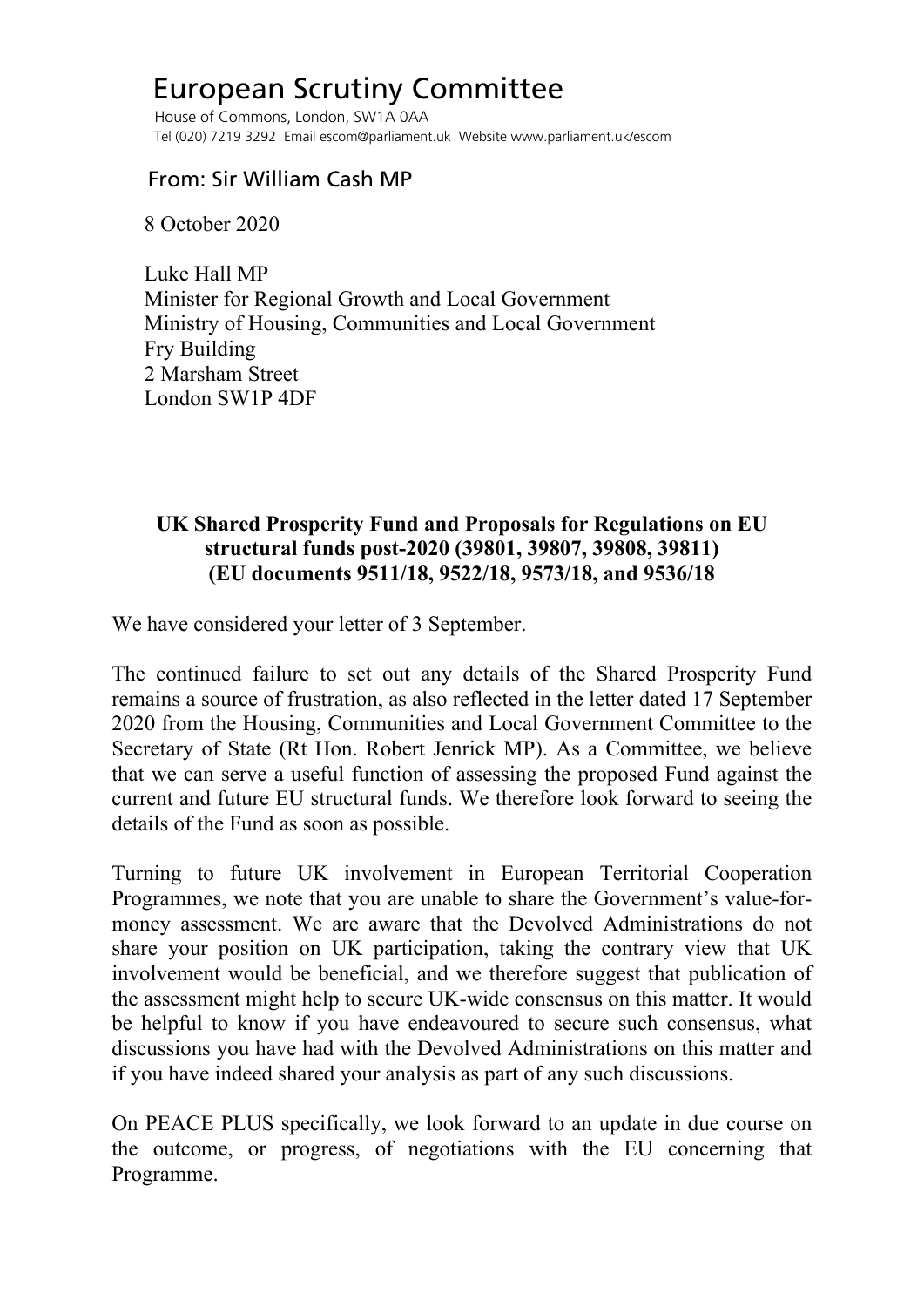# European Scrutiny Committee

House of Commons, London, SW1A 0AA
Tel (020) 7219 3292 Email escom@parliament.uk Website www.parliament.uk/escom

From: Sir William Cash MP

8 October 2020

Luke Hall MP
Minister for Regional Growth and Local Government
Ministry of Housing, Communities and Local Government
Fry Building
2 Marsham Street
London SW1P 4DF

**UK Shared Prosperity Fund and Proposals for Regulations on EU structural funds post-2020 (39801, 39807, 39808, 39811) (EU documents 9511/18, 9522/18, 9573/18, and 9536/18**

We have considered your letter of 3 September.

The continued failure to set out any details of the Shared Prosperity Fund remains a source of frustration, as also reflected in the letter dated 17 September 2020 from the Housing, Communities and Local Government Committee to the Secretary of State (Rt Hon. Robert Jenrick MP). As a Committee, we believe that we can serve a useful function of assessing the proposed Fund against the current and future EU structural funds. We therefore look forward to seeing the details of the Fund as soon as possible.

Turning to future UK involvement in European Territorial Cooperation Programmes, we note that you are unable to share the Government's value-for-money assessment. We are aware that the Devolved Administrations do not share your position on UK participation, taking the contrary view that UK involvement would be beneficial, and we therefore suggest that publication of the assessment might help to secure UK-wide consensus on this matter. It would be helpful to know if you have endeavoured to secure such consensus, what discussions you have had with the Devolved Administrations on this matter and if you have indeed shared your analysis as part of any such discussions.

On PEACE PLUS specifically, we look forward to an update in due course on the outcome, or progress, of negotiations with the EU concerning that Programme.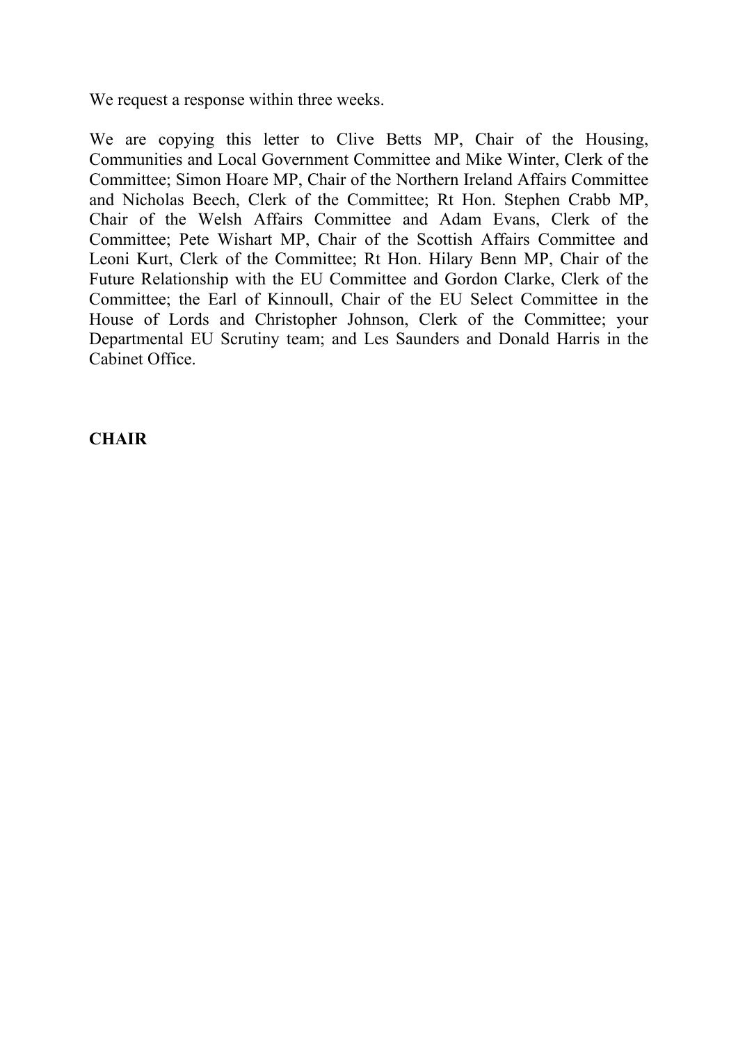We request a response within three weeks.

We are copying this letter to Clive Betts MP, Chair of the Housing, Communities and Local Government Committee and Mike Winter, Clerk of the Committee; Simon Hoare MP, Chair of the Northern Ireland Affairs Committee and Nicholas Beech, Clerk of the Committee; Rt Hon. Stephen Crabb MP, Chair of the Welsh Affairs Committee and Adam Evans, Clerk of the Committee; Pete Wishart MP, Chair of the Scottish Affairs Committee and Leoni Kurt, Clerk of the Committee; Rt Hon. Hilary Benn MP, Chair of the Future Relationship with the EU Committee and Gordon Clarke, Clerk of the Committee; the Earl of Kinnoull, Chair of the EU Select Committee in the House of Lords and Christopher Johnson, Clerk of the Committee; your Departmental EU Scrutiny team; and Les Saunders and Donald Harris in the Cabinet Office.

**CHAIR**